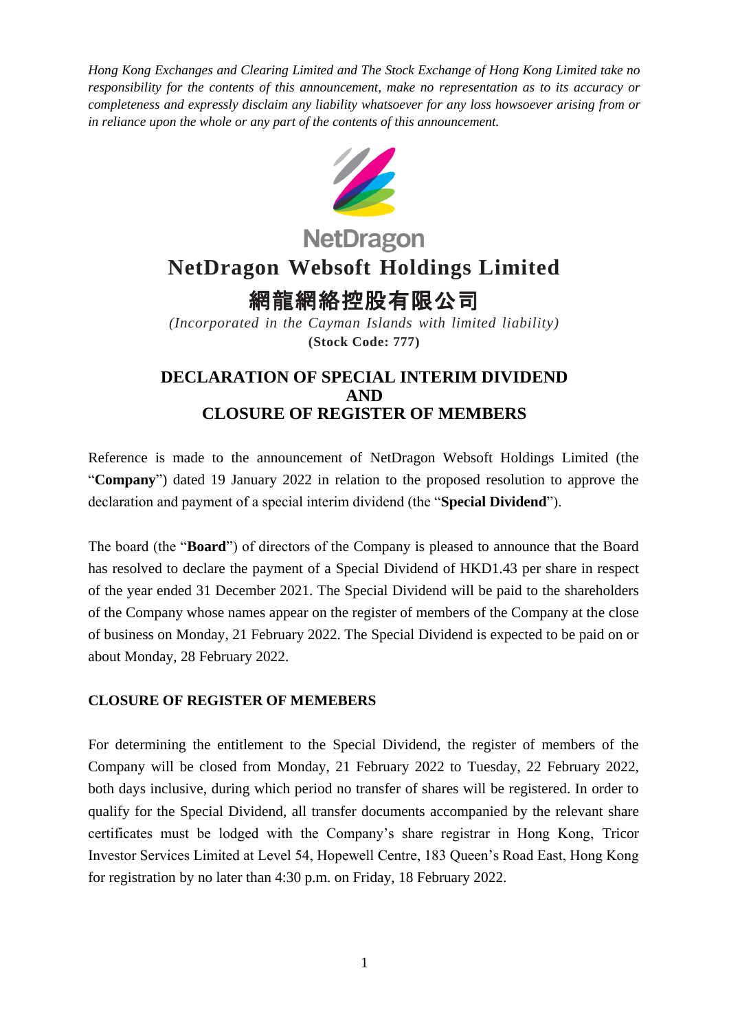*Hong Kong Exchanges and Clearing Limited and The Stock Exchange of Hong Kong Limited take no responsibility for the contents of this announcement, make no representation as to its accuracy or completeness and expressly disclaim any liability whatsoever for any loss howsoever arising from or in reliance upon the whole or any part of the contents of this announcement.*

NetDragon

# NetDragon Websoft Holdings Limited

# 網龍網絡控股有限公司

*(Incorporated in the Cayman Islands with limited liability)*

**(Stock Code: 777)**

## DECLARATION OF SPECIAL INTERIM DIVIDEND AND CLOSURE OF REGISTER OF MEMBERS

Reference is made to the announcement of NetDragon Websoft Holdings Limited (the "**Company**") dated 19 January 2022 in relation to the proposed resolution to approve the declaration and payment of a special interim dividend (the "**Special Dividend**").

The board (the "**Board**") of directors of the Company is pleased to announce that the Board has resolved to declare the payment of a Special Dividend of HKD1.43 per share in respect of the year ended 31 December 2021. The Special Dividend will be paid to the shareholders of the Company whose names appear on the register of members of the Company at the close of business on Monday, 21 February 2022. The Special Dividend is expected to be paid on or about Monday, 28 February 2022.

**CLOSURE OF REGISTER OF MEMEBERS**

For determining the entitlement to the Special Dividend, the register of members of the Company will be closed from Monday, 21 February 2022 to Tuesday, 22 February 2022, both days inclusive, during which period no transfer of shares will be registered. In order to qualify for the Special Dividend, all transfer documents accompanied by the relevant share certificates must be lodged with the Company's share registrar in Hong Kong, Tricor Investor Services Limited at Level 54, Hopewell Centre, 183 Queen's Road East, Hong Kong for registration by no later than 4:30 p.m. on Friday, 18 February 2022.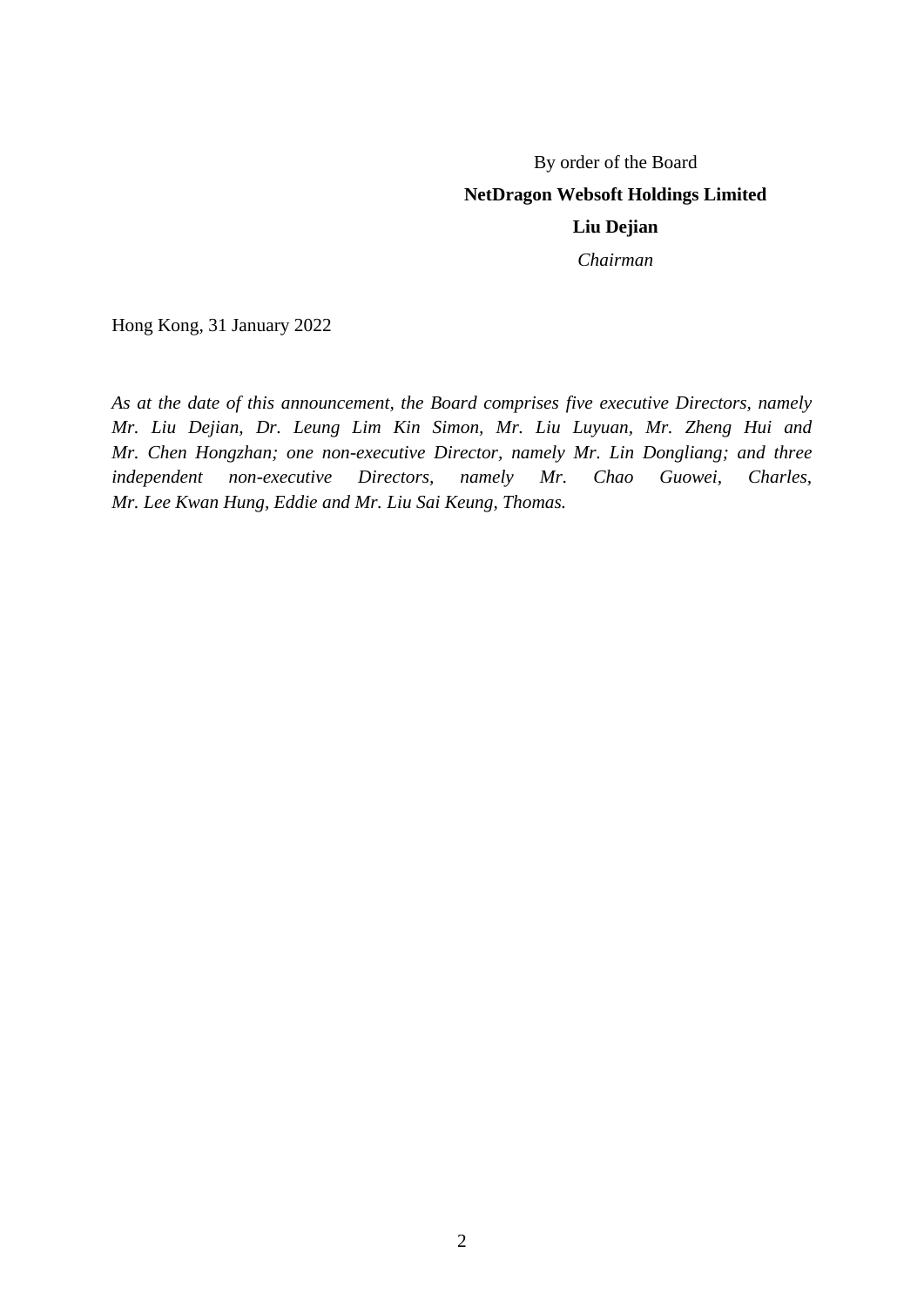By order of the Board

**NetDragon Websoft Holdings Limited**

**Liu Dejian**

*Chairman*

Hong Kong, 31 January 2022

*As at the date of this announcement, the Board comprises five executive Directors, namely Mr. Liu Dejian, Dr. Leung Lim Kin Simon, Mr. Liu Luyuan, Mr. Zheng Hui and Mr. Chen Hongzhan; one non-executive Director, namely Mr. Lin Dongliang; and three independent non-executive Directors, namely Mr. Chao Guowei, Charles, Mr. Lee Kwan Hung, Eddie and Mr. Liu Sai Keung, Thomas.*